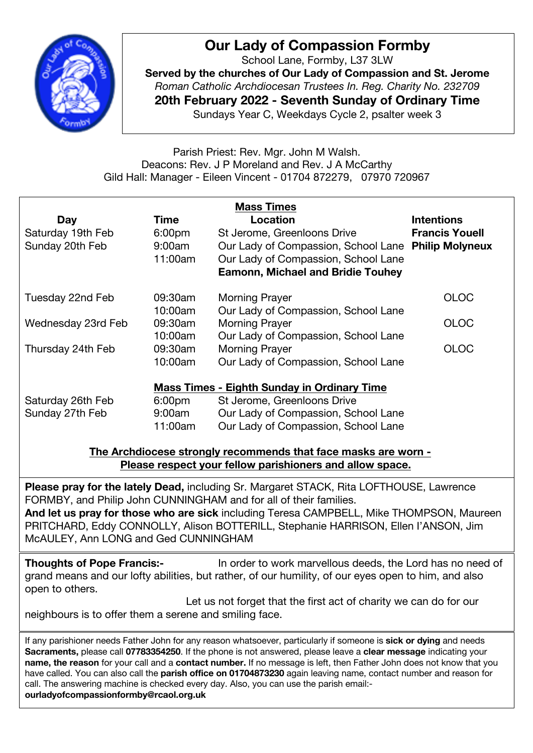# Our Lady of Compassion Formby

School Lane, Formby, L37 3LW

**Served by the churches of Our Lady of Compassion and St. Jerome**

*Roman Catholic Archdiocesan Trustees In. Reg. Charity No. 232709*

**20th February 2022 - Seventh Sunday of Ordinary Time**

Sundays Year C, Weekdays Cycle 2, psalter week 3

Parish Priest: Rev. Mgr. John M Walsh.
Deacons: Rev. J P Moreland and Rev. J A McCarthy
Gild Hall: Manager - Eileen Vincent - 01704 872279, 07970 720967

## Mass Times

| Day | Time | Location | Intentions |
|---|---|---|---|
| Saturday 19th Feb | 6:00pm | St Jerome, Greenloons Drive | **Francis Youell** |
| Sunday 20th Feb | 9:00am | Our Lady of Compassion, School Lane | **Philip Molyneux** |
| | 11:00am | Our Lady of Compassion, School Lane **Eamonn, Michael and Bridie Touhey** | |
| Tuesday 22nd Feb | 09:30am | Morning Prayer | OLOC |
| | 10:00am | Our Lady of Compassion, School Lane | |
| Wednesday 23rd Feb | 09:30am | Morning Prayer | OLOC |
| | 10:00am | Our Lady of Compassion, School Lane | |
| Thursday 24th Feb | 09:30am | Morning Prayer | OLOC |
| | 10:00am | Our Lady of Compassion, School Lane | |

## Mass Times - Eighth Sunday in Ordinary Time

| Day | Time | Location |
|---|---|---|
| Saturday 26th Feb | 6:00pm | St Jerome, Greenloons Drive |
| Sunday 27th Feb | 9:00am | Our Lady of Compassion, School Lane |
| | 11:00am | Our Lady of Compassion, School Lane |

**The Archdiocese strongly recommends that face masks are worn - Please respect your fellow parishioners and allow space.**

**Please pray for the lately Dead,** including Sr. Margaret STACK, Rita LOFTHOUSE, Lawrence FORMBY, and Philip John CUNNINGHAM and for all of their families.
**And let us pray for those who are sick** including Teresa CAMPBELL, Mike THOMPSON, Maureen PRITCHARD, Eddy CONNOLLY, Alison BOTTERILL, Stephanie HARRISON, Ellen I'ANSON, Jim McAULEY, Ann LONG and Ged CUNNINGHAM

**Thoughts of Pope Francis:-** In order to work marvellous deeds, the Lord has no need of grand means and our lofty abilities, but rather, of our humility, of our eyes open to him, and also open to others.

Let us not forget that the first act of charity we can do for our neighbours is to offer them a serene and smiling face.

If any parishioner needs Father John for any reason whatsoever, particularly if someone is **sick or dying** and needs **Sacraments,** please call **07783354250**. If the phone is not answered, please leave a **clear message** indicating your **name, the reason** for your call and a **contact number.** If no message is left, then Father John does not know that you have called. You can also call the **parish office on 01704873230** again leaving name, contact number and reason for call. The answering machine is checked every day. Also, you can use the parish email:- **ourladyofcompassionformby@rcaol.org.uk**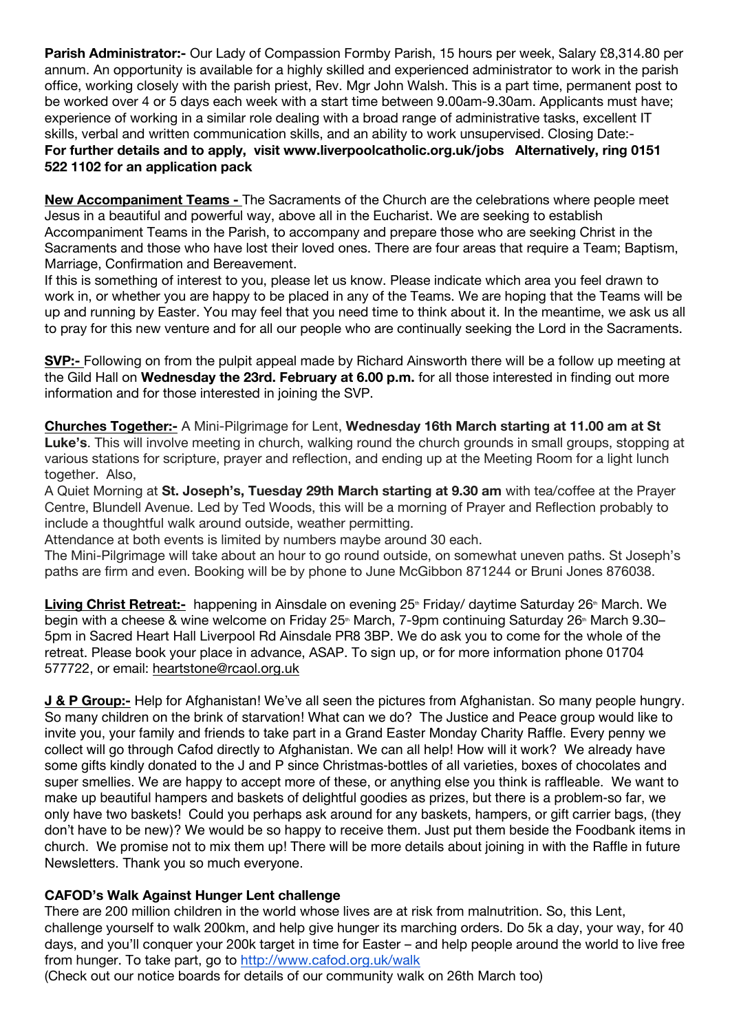**Parish Administrator:-** Our Lady of Compassion Formby Parish, 15 hours per week, Salary £8,314.80 per annum. An opportunity is available for a highly skilled and experienced administrator to work in the parish office, working closely with the parish priest, Rev. Mgr John Walsh. This is a part time, permanent post to be worked over 4 or 5 days each week with a start time between 9.00am-9.30am. Applicants must have; experience of working in a similar role dealing with a broad range of administrative tasks, excellent IT skills, verbal and written communication skills, and an ability to work unsupervised. Closing Date:-
**For further details and to apply, visit www.liverpoolcatholic.org.uk/jobs Alternatively, ring 0151 522 1102 for an application pack**

**New Accompaniment Teams -** The Sacraments of the Church are the celebrations where people meet Jesus in a beautiful and powerful way, above all in the Eucharist. We are seeking to establish Accompaniment Teams in the Parish, to accompany and prepare those who are seeking Christ in the Sacraments and those who have lost their loved ones. There are four areas that require a Team; Baptism, Marriage, Confirmation and Bereavement.
If this is something of interest to you, please let us know. Please indicate which area you feel drawn to work in, or whether you are happy to be placed in any of the Teams. We are hoping that the Teams will be up and running by Easter. You may feel that you need time to think about it. In the meantime, we ask us all to pray for this new venture and for all our people who are continually seeking the Lord in the Sacraments.

**SVP:-** Following on from the pulpit appeal made by Richard Ainsworth there will be a follow up meeting at the Gild Hall on **Wednesday the 23rd. February at 6.00 p.m.** for all those interested in finding out more information and for those interested in joining the SVP.

**Churches Together:-** A Mini-Pilgrimage for Lent, **Wednesday 16th March starting at 11.00 am at St Luke's**. This will involve meeting in church, walking round the church grounds in small groups, stopping at various stations for scripture, prayer and reflection, and ending up at the Meeting Room for a light lunch together. Also,
A Quiet Morning at **St. Joseph's, Tuesday 29th March starting at 9.30 am** with tea/coffee at the Prayer Centre, Blundell Avenue. Led by Ted Woods, this will be a morning of Prayer and Reflection probably to include a thoughtful walk around outside, weather permitting.
Attendance at both events is limited by numbers maybe around 30 each.
The Mini-Pilgrimage will take about an hour to go round outside, on somewhat uneven paths. St Joseph's paths are firm and even. Booking will be by phone to June McGibbon 871244 or Bruni Jones 876038.

**Living Christ Retreat:-** happening in Ainsdale on evening 25th Friday/ daytime Saturday 26th March. We begin with a cheese & wine welcome on Friday 25th March, 7-9pm continuing Saturday 26th March 9.30–5pm in Sacred Heart Hall Liverpool Rd Ainsdale PR8 3BP. We do ask you to come for the whole of the retreat. Please book your place in advance, ASAP. To sign up, or for more information phone 01704 577722, or email: heartstone@rcaol.org.uk

**J & P Group:-** Help for Afghanistan! We've all seen the pictures from Afghanistan. So many people hungry. So many children on the brink of starvation! What can we do? The Justice and Peace group would like to invite you, your family and friends to take part in a Grand Easter Monday Charity Raffle. Every penny we collect will go through Cafod directly to Afghanistan. We can all help! How will it work? We already have some gifts kindly donated to the J and P since Christmas-bottles of all varieties, boxes of chocolates and super smellies. We are happy to accept more of these, or anything else you think is raffleable. We want to make up beautiful hampers and baskets of delightful goodies as prizes, but there is a problem-so far, we only have two baskets! Could you perhaps ask around for any baskets, hampers, or gift carrier bags, (they don't have to be new)? We would be so happy to receive them. Just put them beside the Foodbank items in church. We promise not to mix them up! There will be more details about joining in with the Raffle in future Newsletters. Thank you so much everyone.

**CAFOD's Walk Against Hunger Lent challenge**
There are 200 million children in the world whose lives are at risk from malnutrition. So, this Lent, challenge yourself to walk 200km, and help give hunger its marching orders. Do 5k a day, your way, for 40 days, and you'll conquer your 200k target in time for Easter – and help people around the world to live free from hunger. To take part, go to http://www.cafod.org.uk/walk
(Check out our notice boards for details of our community walk on 26th March too)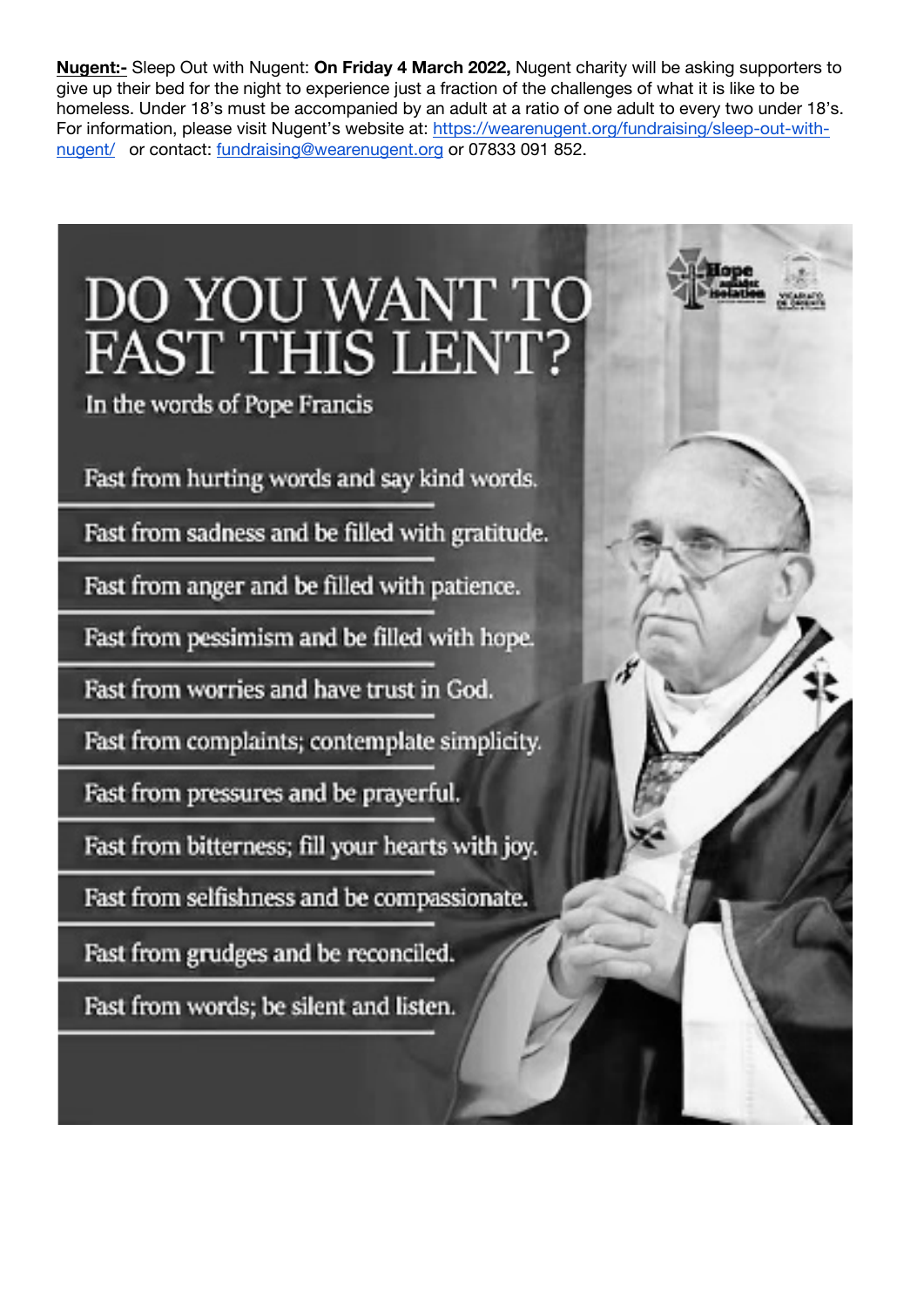**Nugent:-** Sleep Out with Nugent: **On Friday 4 March 2022,** Nugent charity will be asking supporters to give up their bed for the night to experience just a fraction of the challenges of what it is like to be homeless. Under 18's must be accompanied by an adult at a ratio of one adult to every two under 18's. For information, please visit Nugent's website at: https://wearenugent.org/fundraising/sleep-out-with-nugent/ or contact: fundraising@wearenugent.org or 07833 091 852.

# DO YOU WANT TO FAST THIS LENT?

In the words of Pope Francis

Fast from hurting words and say kind words.

Fast from sadness and be filled with gratitude.

Fast from anger and be filled with patience.

Fast from pessimism and be filled with hope.

Fast from worries and have trust in God.

Fast from complaints; contemplate simplicity.

Fast from pressures and be prayerful.

Fast from bitterness; fill your hearts with joy.

Fast from selfishness and be compassionate.

Fast from grudges and be reconciled.

Fast from words; be silent and listen.